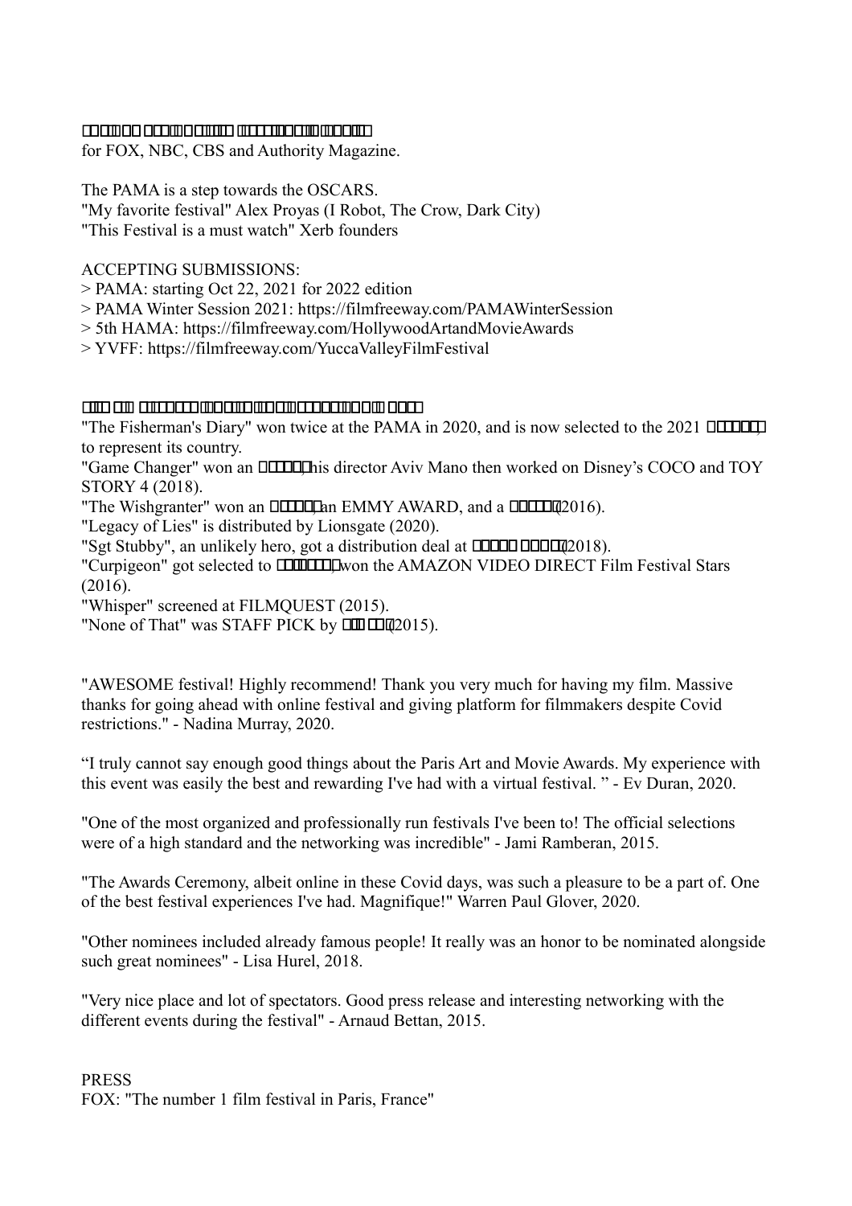□□□□□ □□□□□□□□□ □□□□□□□□□□□□

for FOX, NBC, CBS and Authority Magazine.

The PAMA is a step towards the OSCARS.
"My favorite festival" Alex Proyas (I Robot, The Crow, Dark City)
"This Festival is a must watch" Xerb founders

ACCEPTING SUBMISSIONS:
> PAMA: starting Oct 22, 2021 for 2022 edition
> PAMA Winter Session 2021: https://filmfreeway.com/PAMAWinterSession
> 5th HAMA: https://filmfreeway.com/HollywoodArtandMovieAwards
> YVFF: https://filmfreeway.com/YuccaValleyFilmFestival

□□□ □□ □□□□□□□ □□□□□□ □□ □□□□□□□□□ □□□□

"The Fisherman's Diary" won twice at the PAMA in 2020, and is now selected to the 2021 □□□□□□, to represent its country.
"Game Changer" won an □□□□□, his director Aviv Mano then worked on Disney's COCO and TOY STORY 4 (2018).
"The Wishgranter" won an □□□□□, an EMMY AWARD, and a □□□□□ (2016).
"Legacy of Lies" is distributed by Lionsgate (2020).
"Sgt Stubby", an unlikely hero, got a distribution deal at □□□□□ □□□□ (2018).
"Curpigeon" got selected to □□□□□□, won the AMAZON VIDEO DIRECT Film Festival Stars (2016).
"Whisper" screened at FILMQUEST (2015).
"None of That" was STAFF PICK by □□ □□ (2015).

"AWESOME festival! Highly recommend! Thank you very much for having my film. Massive thanks for going ahead with online festival and giving platform for filmmakers despite Covid restrictions." - Nadina Murray, 2020.

“I truly cannot say enough good things about the Paris Art and Movie Awards. My experience with this event was easily the best and rewarding I've had with a virtual festival. ” - Ev Duran, 2020.

"One of the most organized and professionally run festivals I've been to! The official selections were of a high standard and the networking was incredible" - Jami Ramberan, 2015.

"The Awards Ceremony, albeit online in these Covid days, was such a pleasure to be a part of. One of the best festival experiences I've had. Magnifique!" Warren Paul Glover, 2020.

"Other nominees included already famous people! It really was an honor to be nominated alongside such great nominees" - Lisa Hurel, 2018.

"Very nice place and lot of spectators. Good press release and interesting networking with the different events during the festival" - Arnaud Bettan, 2015.

PRESS
FOX: "The number 1 film festival in Paris, France"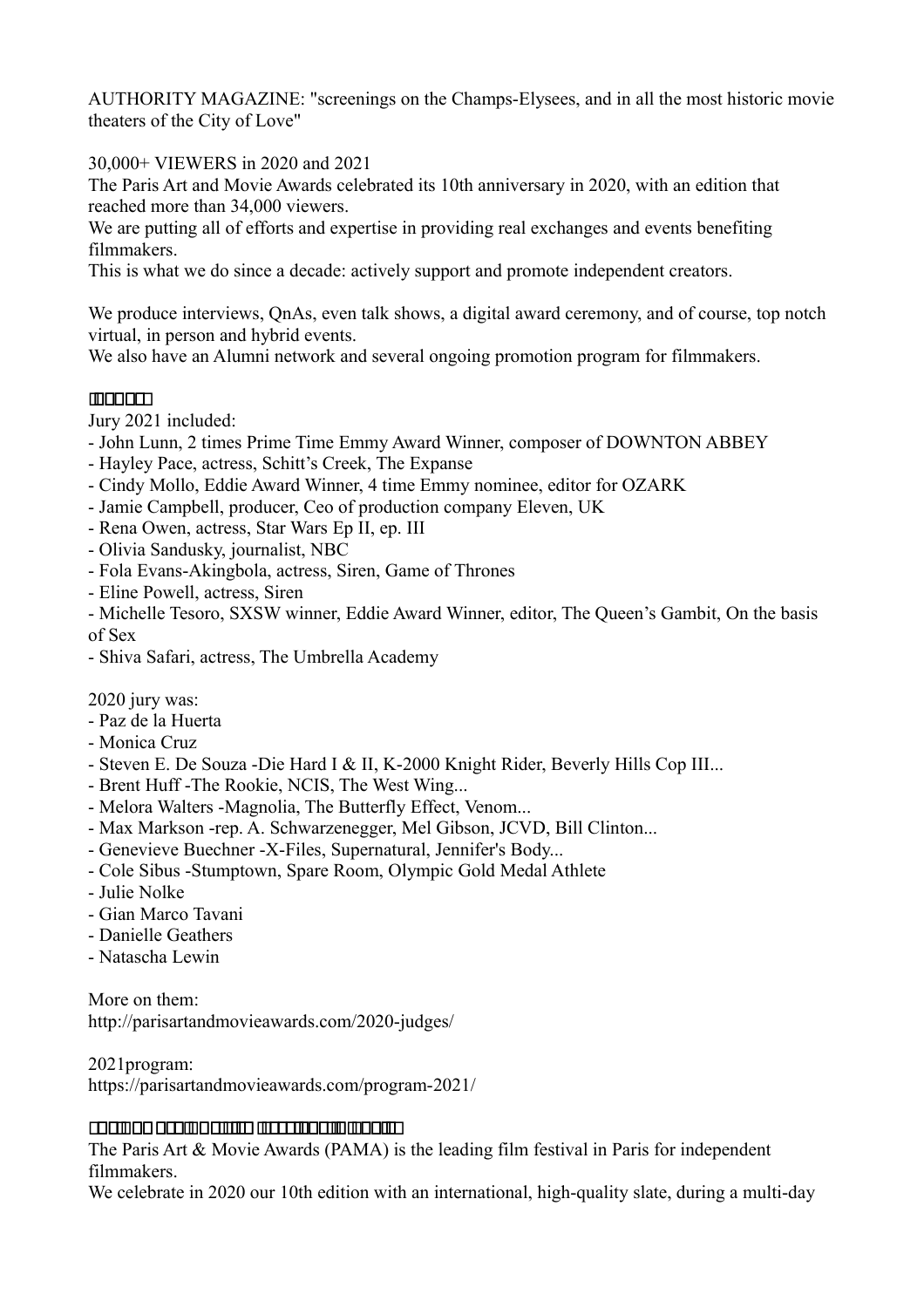AUTHORITY MAGAZINE: "screenings on the Champs-Elysees, and in all the most historic movie theaters of the City of Love"

30,000+ VIEWERS in 2020 and 2021

The Paris Art and Movie Awards celebrated its 10th anniversary in 2020, with an edition that reached more than 34,000 viewers.

We are putting all of efforts and expertise in providing real exchanges and events benefiting filmmakers.

This is what we do since a decade: actively support and promote independent creators.

We produce interviews, QnAs, even talk shows, a digital award ceremony, and of course, top notch virtual, in person and hybrid events.

We also have an Alumni network and several ongoing promotion program for filmmakers.

Jury 2021 included:

- John Lunn, 2 times Prime Time Emmy Award Winner, composer of DOWNTON ABBEY
- Hayley Pace, actress, Schitt's Creek, The Expanse
- Cindy Mollo, Eddie Award Winner, 4 time Emmy nominee, editor for OZARK
- Jamie Campbell, producer, Ceo of production company Eleven, UK
- Rena Owen, actress, Star Wars Ep II, ep. III
- Olivia Sandusky, journalist, NBC
- Fola Evans-Akingbola, actress, Siren, Game of Thrones
- Eline Powell, actress, Siren
- Michelle Tesoro, SXSW winner, Eddie Award Winner, editor, The Queen's Gambit, On the basis of Sex
- Shiva Safari, actress, The Umbrella Academy

2020 jury was:

- Paz de la Huerta
- Monica Cruz
- Steven E. De Souza -Die Hard I & II, K-2000 Knight Rider, Beverly Hills Cop III...
- Brent Huff -The Rookie, NCIS, The West Wing...
- Melora Walters -Magnolia, The Butterfly Effect, Venom...
- Max Markson -rep. A. Schwarzenegger, Mel Gibson, JCVD, Bill Clinton...
- Genevieve Buechner -X-Files, Supernatural, Jennifer's Body...
- Cole Sibus -Stumptown, Spare Room, Olympic Gold Medal Athlete
- Julie Nolke
- Gian Marco Tavani
- Danielle Geathers
- Natascha Lewin

More on them:
http://parisartandmovieawards.com/2020-judges/

2021program:
https://parisartandmovieawards.com/program-2021/

The Paris Art & Movie Awards (PAMA) is the leading film festival in Paris for independent filmmakers.

We celebrate in 2020 our 10th edition with an international, high-quality slate, during a multi-day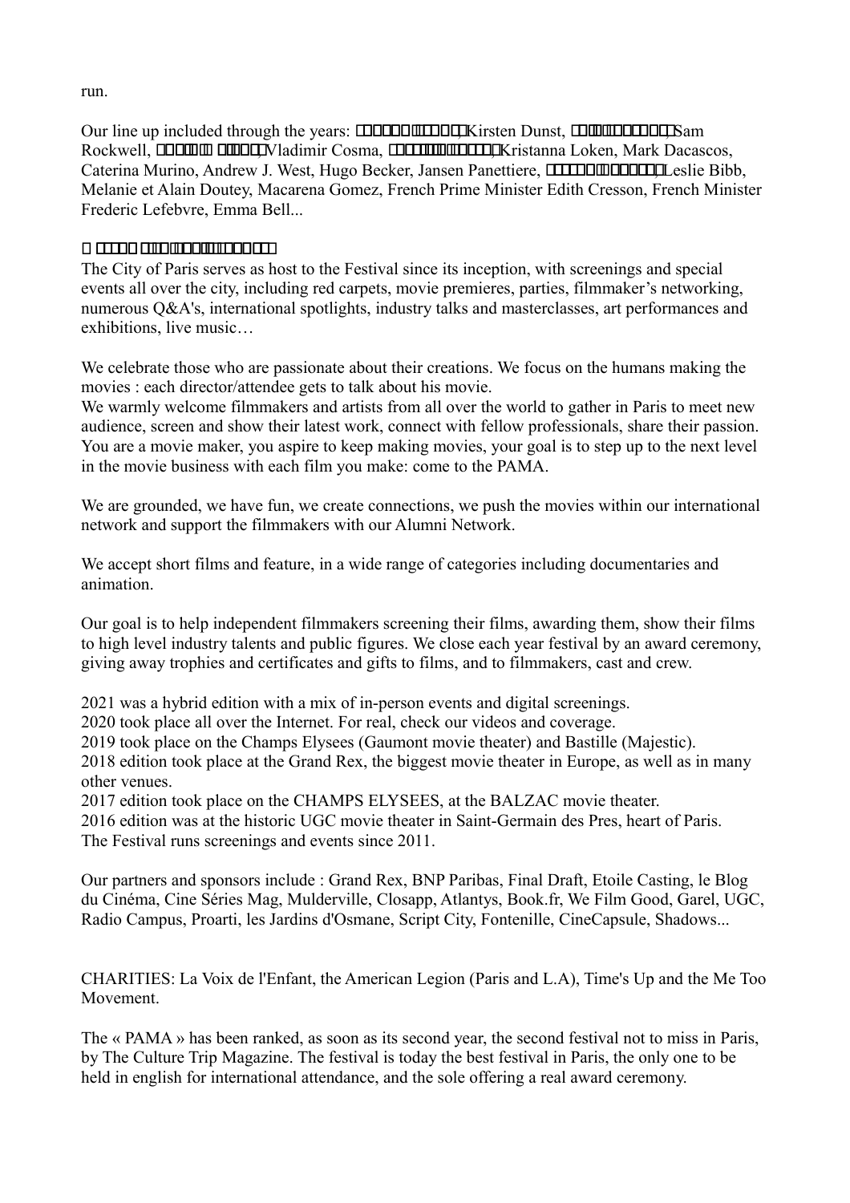run.

Our line up included through the years: □□□□□□ □□□□□, Kirsten Dunst, □□□ □□□□□□□□, Sam Rockwell, □□□□□□ □□□□□, Vladimir Cosma, □□□□□□□ □□□□□□, Kristanna Loken, Mark Dacascos, Caterina Murino, Andrew J. West, Hugo Becker, Jansen Panettiere, □□□□□□ □□□□□□□, Leslie Bibb, Melanie et Alain Doutey, Macarena Gomez, French Prime Minister Edith Cresson, French Minister Frederic Lefebvre, Emma Bell...

□ □□□□□ □□□ □□□□□□□□□□□□

The City of Paris serves as host to the Festival since its inception, with screenings and special events all over the city, including red carpets, movie premieres, parties, filmmaker's networking, numerous Q&A's, international spotlights, industry talks and masterclasses, art performances and exhibitions, live music…

We celebrate those who are passionate about their creations. We focus on the humans making the movies : each director/attendee gets to talk about his movie.
We warmly welcome filmmakers and artists from all over the world to gather in Paris to meet new audience, screen and show their latest work, connect with fellow professionals, share their passion. You are a movie maker, you aspire to keep making movies, your goal is to step up to the next level in the movie business with each film you make: come to the PAMA.

We are grounded, we have fun, we create connections, we push the movies within our international network and support the filmmakers with our Alumni Network.

We accept short films and feature, in a wide range of categories including documentaries and animation.

Our goal is to help independent filmmakers screening their films, awarding them, show their films to high level industry talents and public figures. We close each year festival by an award ceremony, giving away trophies and certificates and gifts to films, and to filmmakers, cast and crew.

2021 was a hybrid edition with a mix of in-person events and digital screenings.
2020 took place all over the Internet. For real, check our videos and coverage.
2019 took place on the Champs Elysees (Gaumont movie theater) and Bastille (Majestic).
2018 edition took place at the Grand Rex, the biggest movie theater in Europe, as well as in many other venues.
2017 edition took place on the CHAMPS ELYSEES, at the BALZAC movie theater.
2016 edition was at the historic UGC movie theater in Saint-Germain des Pres, heart of Paris.
The Festival runs screenings and events since 2011.

Our partners and sponsors include : Grand Rex, BNP Paribas, Final Draft, Etoile Casting, le Blog du Cinéma, Cine Séries Mag, Mulderville, Closapp, Atlantys, Book.fr, We Film Good, Garel, UGC, Radio Campus, Proarti, les Jardins d'Osmane, Script City, Fontenille, CineCapsule, Shadows...

CHARITIES: La Voix de l'Enfant, the American Legion (Paris and L.A), Time's Up and the Me Too Movement.

The « PAMA » has been ranked, as soon as its second year, the second festival not to miss in Paris, by The Culture Trip Magazine. The festival is today the best festival in Paris, the only one to be held in english for international attendance, and the sole offering a real award ceremony.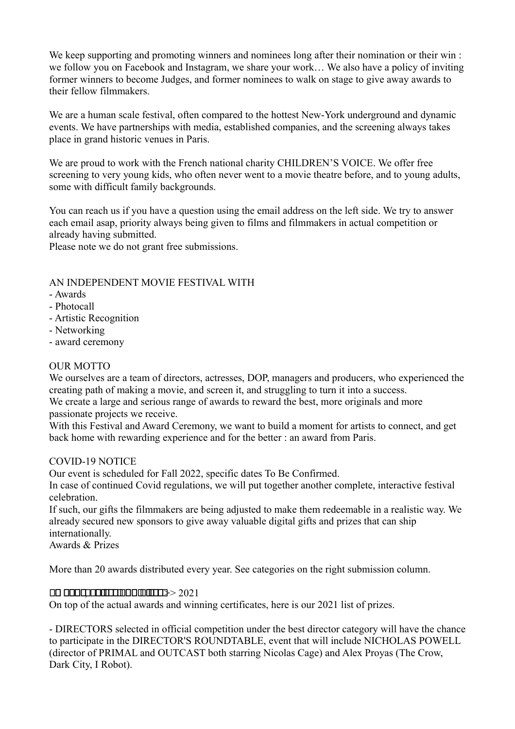We keep supporting and promoting winners and nominees long after their nomination or their win : we follow you on Facebook and Instagram, we share your work… We also have a policy of inviting former winners to become Judges, and former nominees to walk on stage to give away awards to their fellow filmmakers.

We are a human scale festival, often compared to the hottest New-York underground and dynamic events. We have partnerships with media, established companies, and the screening always takes place in grand historic venues in Paris.

We are proud to work with the French national charity CHILDREN'S VOICE. We offer free screening to very young kids, who often never went to a movie theatre before, and to young adults, some with difficult family backgrounds.

You can reach us if you have a question using the email address on the left side. We try to answer each email asap, priority always being given to films and filmmakers in actual competition or already having submitted.
Please note we do not grant free submissions.

AN INDEPENDENT MOVIE FESTIVAL WITH
- Awards
- Photocall
- Artistic Recognition
- Networking
- award ceremony

OUR MOTTO
We ourselves are a team of directors, actresses, DOP, managers and producers, who experienced the creating path of making a movie, and screen it, and struggling to turn it into a success.
We create a large and serious range of awards to reward the best, more originals and more passionate projects we receive.
With this Festival and Award Ceremony, we want to build a moment for artists to connect, and get back home with rewarding experience and for the better : an award from Paris.

COVID-19 NOTICE
Our event is scheduled for Fall 2022, specific dates To Be Confirmed.
In case of continued Covid regulations, we will put together another complete, interactive festival celebration.
If such, our gifts the filmmakers are being adjusted to make them redeemable in a realistic way. We already secured new sponsors to give away valuable digital gifts and prizes that can ship internationally.
Awards & Prizes

More than 20 awards distributed every year. See categories on the right submission column.

□□ □□□□,□□□□□□□□□□ □□□□□>> 2021
On top of the actual awards and winning certificates, here is our 2021 list of prizes.

- DIRECTORS selected in official competition under the best director category will have the chance to participate in the DIRECTOR'S ROUNDTABLE, event that will include NICHOLAS POWELL (director of PRIMAL and OUTCAST both starring Nicolas Cage) and Alex Proyas (The Crow, Dark City, I Robot).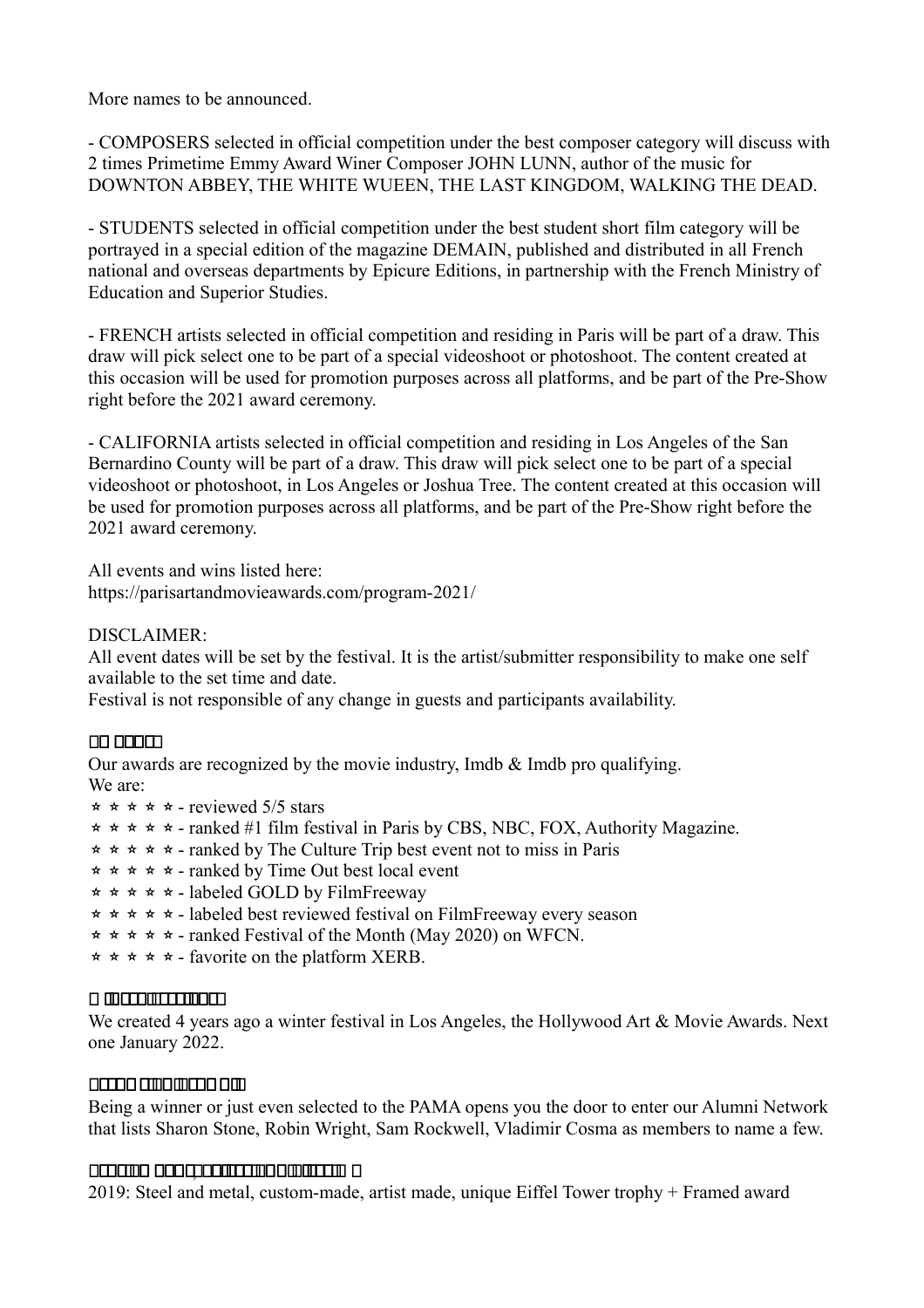More names to be announced.

- COMPOSERS selected in official competition under the best composer category will discuss with 2 times Primetime Emmy Award Winer Composer JOHN LUNN, author of the music for DOWNTON ABBEY, THE WHITE WUEEN, THE LAST KINGDOM, WALKING THE DEAD.

- STUDENTS selected in official competition under the best student short film category will be portrayed in a special edition of the magazine DEMAIN, published and distributed in all French national and overseas departments by Epicure Editions, in partnership with the French Ministry of Education and Superior Studies.

- FRENCH artists selected in official competition and residing in Paris will be part of a draw. This draw will pick select one to be part of a special videoshoot or photoshoot. The content created at this occasion will be used for promotion purposes across all platforms, and be part of the Pre-Show right before the 2021 award ceremony.

- CALIFORNIA artists selected in official competition and residing in Los Angeles of the San Bernardino County will be part of a draw. This draw will pick select one to be part of a special videoshoot or photoshoot, in Los Angeles or Joshua Tree. The content created at this occasion will be used for promotion purposes across all platforms, and be part of the Pre-Show right before the 2021 award ceremony.

All events and wins listed here:
https://parisartandmovieawards.com/program-2021/

DISCLAIMER:
All event dates will be set by the festival. It is the artist/submitter responsibility to make one self available to the set time and date.
Festival is not responsible of any change in guests and participants availability.

**□□ □□□□□**

Our awards are recognized by the movie industry, Imdb & Imdb pro qualifying.
We are:

☆ ☆ ☆ ☆ ☆ - reviewed 5/5 stars
☆ ☆ ☆ ☆ ☆ - ranked #1 film festival in Paris by CBS, NBC, FOX, Authority Magazine.
☆ ☆ ☆ ☆ ☆ - ranked by The Culture Trip best event not to miss in Paris
☆ ☆ ☆ ☆ ☆ - ranked by Time Out best local event
☆ ☆ ☆ ☆ ☆ - labeled GOLD by FilmFreeway
☆ ☆ ☆ ☆ ☆ - labeled best reviewed festival on FilmFreeway every season
☆ ☆ ☆ ☆ ☆ - ranked Festival of the Month (May 2020) on WFCN.
☆ ☆ ☆ ☆ ☆ - favorite on the platform XERB.

**□ □□□□□□□□□□□□**

We created 4 years ago a winter festival in Los Angeles, the Hollywood Art & Movie Awards. Next one January 2022.

**□□□□□ □□□□□□□□ □□□**

Being a winner or just even selected to the PAMA opens you the door to enter our Alumni Network that lists Sharon Stone, Robin Wright, Sam Rockwell, Vladimir Cosma as members to name a few.

**□□□□□□ □□□□□□□□□□□□□□ □□□□□□ □**

2019: Steel and metal, custom-made, artist made, unique Eiffel Tower trophy + Framed award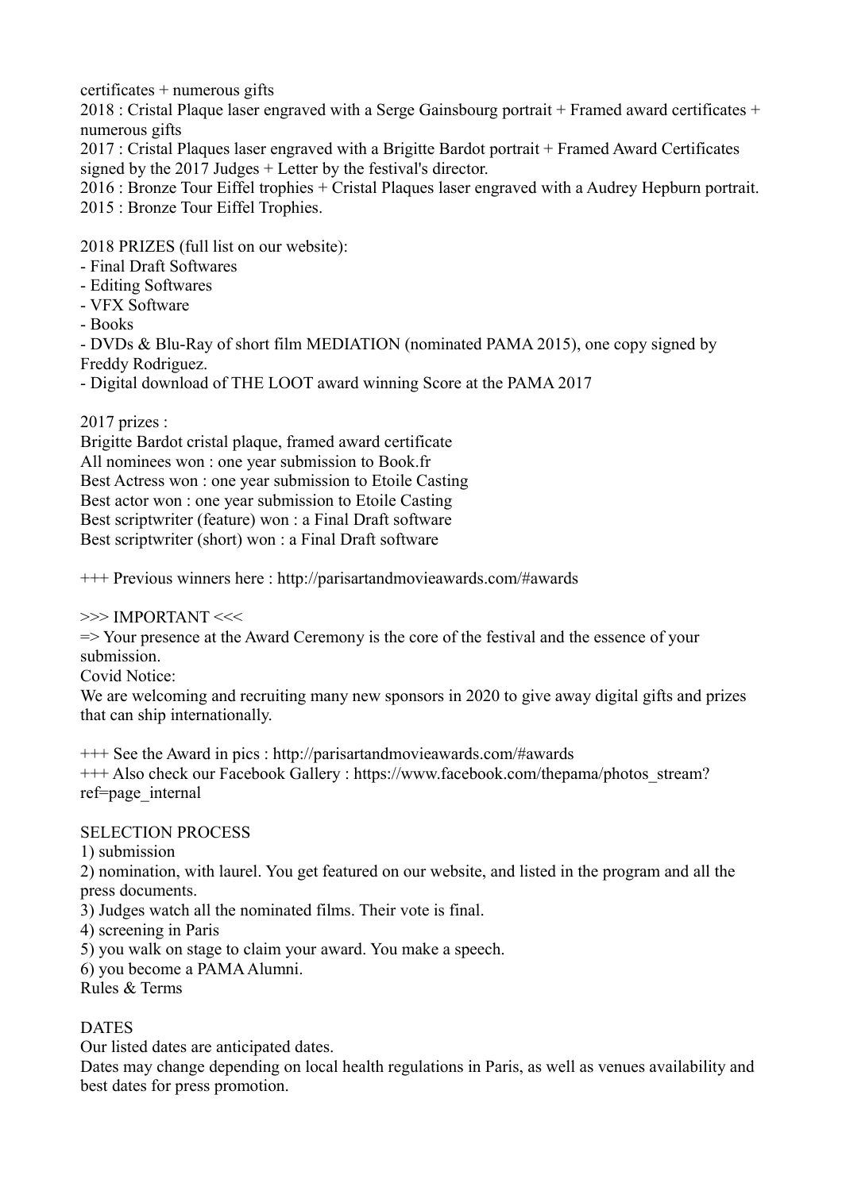certificates + numerous gifts

2018 : Cristal Plaque laser engraved with a Serge Gainsbourg portrait + Framed award certificates + numerous gifts

2017 : Cristal Plaques laser engraved with a Brigitte Bardot portrait + Framed Award Certificates signed by the 2017 Judges + Letter by the festival's director.

2016 : Bronze Tour Eiffel trophies + Cristal Plaques laser engraved with a Audrey Hepburn portrait.

2015 : Bronze Tour Eiffel Trophies.

2018 PRIZES (full list on our website):

- Final Draft Softwares
- Editing Softwares
- VFX Software
- Books
- DVDs & Blu-Ray of short film MEDIATION (nominated PAMA 2015), one copy signed by Freddy Rodriguez.
- Digital download of THE LOOT award winning Score at the PAMA 2017

2017 prizes :

Brigitte Bardot cristal plaque, framed award certificate

All nominees won : one year submission to Book.fr

Best Actress won : one year submission to Etoile Casting

Best actor won : one year submission to Etoile Casting

Best scriptwriter (feature) won : a Final Draft software

Best scriptwriter (short) won : a Final Draft software

+++ Previous winners here : http://parisartandmovieawards.com/#awards

>>> IMPORTANT <<<

=> Your presence at the Award Ceremony is the core of the festival and the essence of your submission.

Covid Notice:

We are welcoming and recruiting many new sponsors in 2020 to give away digital gifts and prizes that can ship internationally.

+++ See the Award in pics : http://parisartandmovieawards.com/#awards

+++ Also check our Facebook Gallery : https://www.facebook.com/thepama/photos_stream?ref=page_internal

SELECTION PROCESS

1) submission

2) nomination, with laurel. You get featured on our website, and listed in the program and all the press documents.

3) Judges watch all the nominated films. Their vote is final.

4) screening in Paris

5) you walk on stage to claim your award. You make a speech.

6) you become a PAMA Alumni.

Rules & Terms

DATES

Our listed dates are anticipated dates.

Dates may change depending on local health regulations in Paris, as well as venues availability and best dates for press promotion.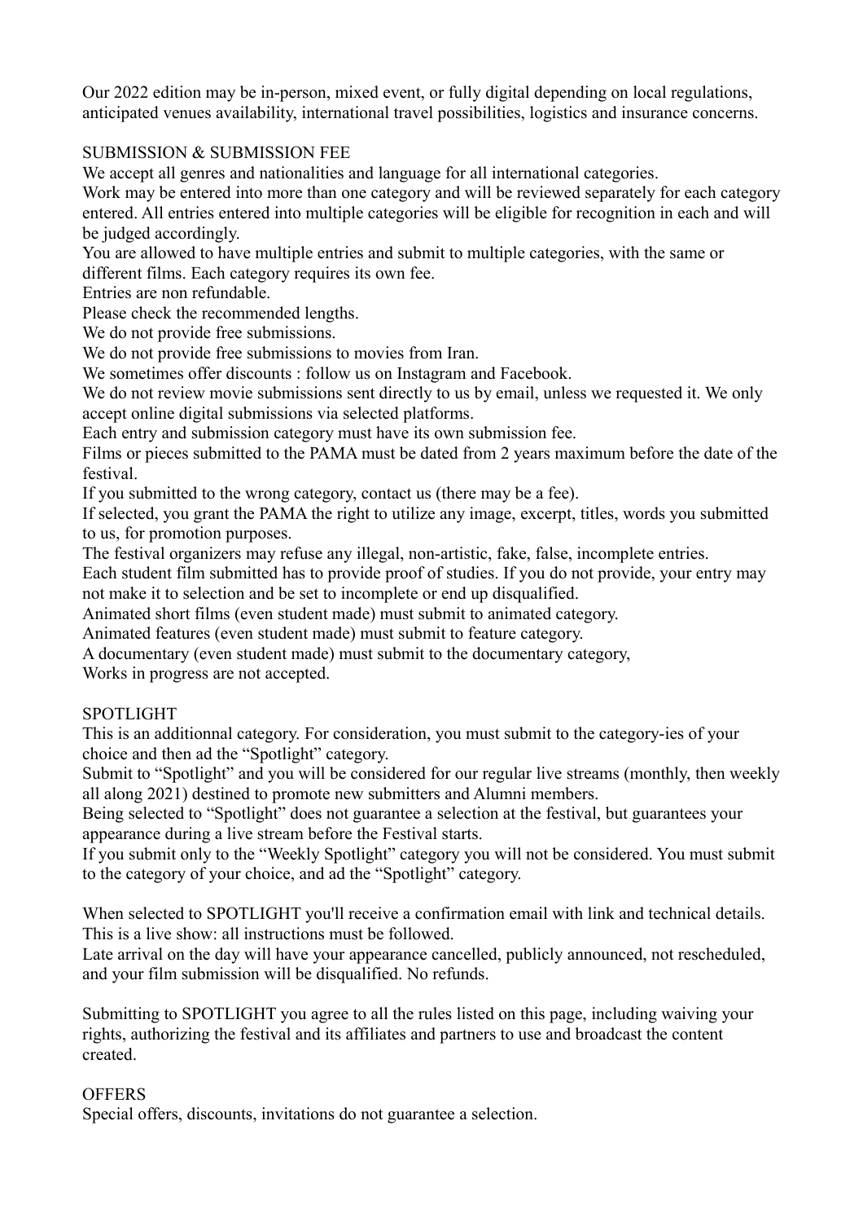Our 2022 edition may be in-person, mixed event, or fully digital depending on local regulations, anticipated venues availability, international travel possibilities, logistics and insurance concerns.

## SUBMISSION & SUBMISSION FEE

We accept all genres and nationalities and language for all international categories.

Work may be entered into more than one category and will be reviewed separately for each category entered. All entries entered into multiple categories will be eligible for recognition in each and will be judged accordingly.

You are allowed to have multiple entries and submit to multiple categories, with the same or different films. Each category requires its own fee.

Entries are non refundable.

Please check the recommended lengths.

We do not provide free submissions.

We do not provide free submissions to movies from Iran.

We sometimes offer discounts : follow us on Instagram and Facebook.

We do not review movie submissions sent directly to us by email, unless we requested it. We only accept online digital submissions via selected platforms.

Each entry and submission category must have its own submission fee.

Films or pieces submitted to the PAMA must be dated from 2 years maximum before the date of the festival.

If you submitted to the wrong category, contact us (there may be a fee).

If selected, you grant the PAMA the right to utilize any image, excerpt, titles, words you submitted to us, for promotion purposes.

The festival organizers may refuse any illegal, non-artistic, fake, false, incomplete entries.

Each student film submitted has to provide proof of studies. If you do not provide, your entry may not make it to selection and be set to incomplete or end up disqualified.

Animated short films (even student made) must submit to animated category.

Animated features (even student made) must submit to feature category.

A documentary (even student made) must submit to the documentary category,

Works in progress are not accepted.

## SPOTLIGHT

This is an additionnal category. For consideration, you must submit to the category-ies of your choice and then ad the “Spotlight” category.

Submit to “Spotlight” and you will be considered for our regular live streams (monthly, then weekly all along 2021) destined to promote new submitters and Alumni members.

Being selected to “Spotlight” does not guarantee a selection at the festival, but guarantees your appearance during a live stream before the Festival starts.

If you submit only to the “Weekly Spotlight” category you will not be considered. You must submit to the category of your choice, and ad the “Spotlight” category.

When selected to SPOTLIGHT you'll receive a confirmation email with link and technical details. This is a live show: all instructions must be followed.

Late arrival on the day will have your appearance cancelled, publicly announced, not rescheduled, and your film submission will be disqualified. No refunds.

Submitting to SPOTLIGHT you agree to all the rules listed on this page, including waiving your rights, authorizing the festival and its affiliates and partners to use and broadcast the content created.

## OFFERS

Special offers, discounts, invitations do not guarantee a selection.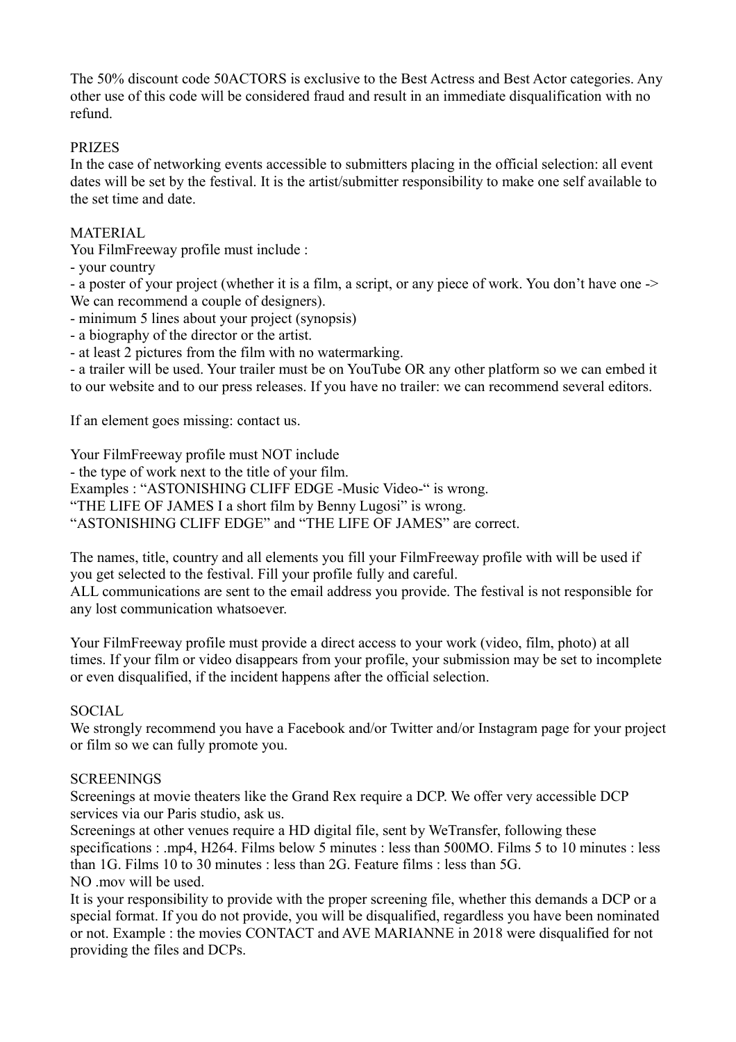The 50% discount code 50ACTORS is exclusive to the Best Actress and Best Actor categories. Any other use of this code will be considered fraud and result in an immediate disqualification with no refund.

## PRIZES

In the case of networking events accessible to submitters placing in the official selection: all event dates will be set by the festival. It is the artist/submitter responsibility to make one self available to the set time and date.

## MATERIAL

You FilmFreeway profile must include :

- your country
- a poster of your project (whether it is a film, a script, or any piece of work. You don't have one -> We can recommend a couple of designers).
- minimum 5 lines about your project (synopsis)
- a biography of the director or the artist.
- at least 2 pictures from the film with no watermarking.
- a trailer will be used. Your trailer must be on YouTube OR any other platform so we can embed it to our website and to our press releases. If you have no trailer: we can recommend several editors.

If an element goes missing: contact us.

Your FilmFreeway profile must NOT include

- the type of work next to the title of your film.

Examples : "ASTONISHING CLIFF EDGE -Music Video-" is wrong.
"THE LIFE OF JAMES I a short film by Benny Lugosi" is wrong.
"ASTONISHING CLIFF EDGE" and "THE LIFE OF JAMES" are correct.

The names, title, country and all elements you fill your FilmFreeway profile with will be used if you get selected to the festival. Fill your profile fully and careful.
ALL communications are sent to the email address you provide. The festival is not responsible for any lost communication whatsoever.

Your FilmFreeway profile must provide a direct access to your work (video, film, photo) at all times. If your film or video disappears from your profile, your submission may be set to incomplete or even disqualified, if the incident happens after the official selection.

## SOCIAL

We strongly recommend you have a Facebook and/or Twitter and/or Instagram page for your project or film so we can fully promote you.

## SCREENINGS

Screenings at movie theaters like the Grand Rex require a DCP. We offer very accessible DCP services via our Paris studio, ask us.
Screenings at other venues require a HD digital file, sent by WeTransfer, following these specifications : .mp4, H264. Films below 5 minutes : less than 500MO. Films 5 to 10 minutes : less than 1G. Films 10 to 30 minutes : less than 2G. Feature films : less than 5G.
NO .mov will be used.
It is your responsibility to provide with the proper screening file, whether this demands a DCP or a special format. If you do not provide, you will be disqualified, regardless you have been nominated or not. Example : the movies CONTACT and AVE MARIANNE in 2018 were disqualified for not providing the files and DCPs.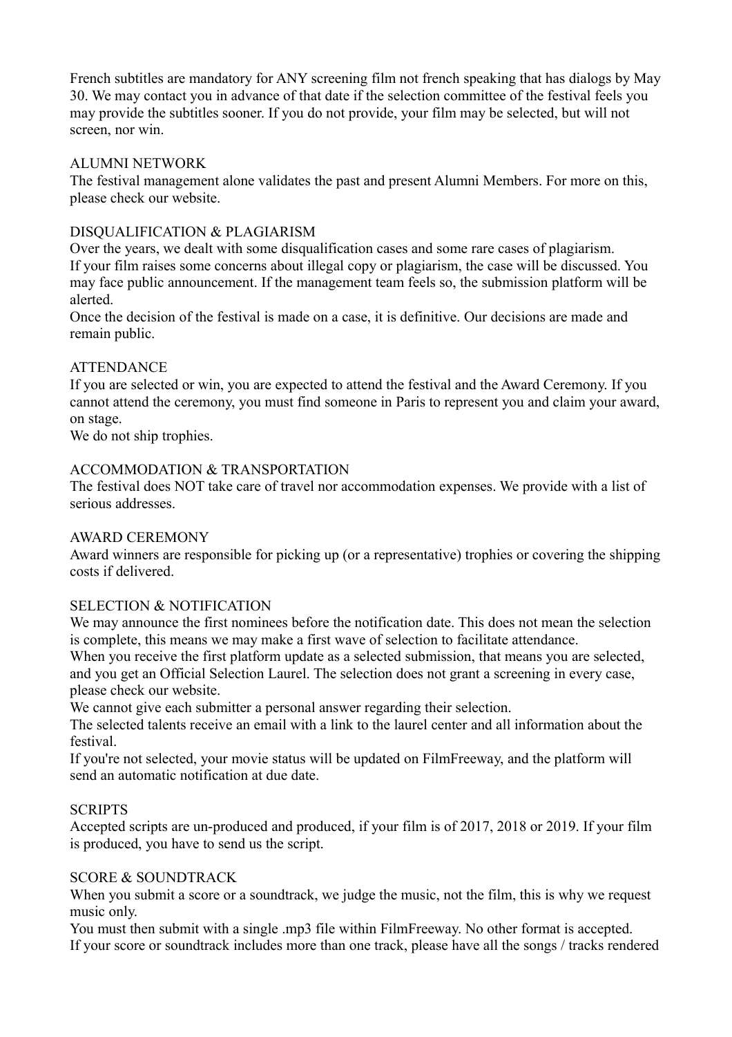French subtitles are mandatory for ANY screening film not french speaking that has dialogs by May 30. We may contact you in advance of that date if the selection committee of the festival feels you may provide the subtitles sooner. If you do not provide, your film may be selected, but will not screen, nor win.

## ALUMNI NETWORK

The festival management alone validates the past and present Alumni Members. For more on this, please check our website.

## DISQUALIFICATION & PLAGIARISM

Over the years, we dealt with some disqualification cases and some rare cases of plagiarism. If your film raises some concerns about illegal copy or plagiarism, the case will be discussed. You may face public announcement. If the management team feels so, the submission platform will be alerted.

Once the decision of the festival is made on a case, it is definitive. Our decisions are made and remain public.

## ATTENDANCE

If you are selected or win, you are expected to attend the festival and the Award Ceremony. If you cannot attend the ceremony, you must find someone in Paris to represent you and claim your award, on stage.

We do not ship trophies.

## ACCOMMODATION & TRANSPORTATION

The festival does NOT take care of travel nor accommodation expenses. We provide with a list of serious addresses.

## AWARD CEREMONY

Award winners are responsible for picking up (or a representative) trophies or covering the shipping costs if delivered.

## SELECTION & NOTIFICATION

We may announce the first nominees before the notification date. This does not mean the selection is complete, this means we may make a first wave of selection to facilitate attendance.

When you receive the first platform update as a selected submission, that means you are selected, and you get an Official Selection Laurel. The selection does not grant a screening in every case, please check our website.

We cannot give each submitter a personal answer regarding their selection.

The selected talents receive an email with a link to the laurel center and all information about the festival.

If you're not selected, your movie status will be updated on FilmFreeway, and the platform will send an automatic notification at due date.

## SCRIPTS

Accepted scripts are un-produced and produced, if your film is of 2017, 2018 or 2019. If your film is produced, you have to send us the script.

## SCORE & SOUNDTRACK

When you submit a score or a soundtrack, we judge the music, not the film, this is why we request music only.

You must then submit with a single .mp3 file within FilmFreeway. No other format is accepted.

If your score or soundtrack includes more than one track, please have all the songs / tracks rendered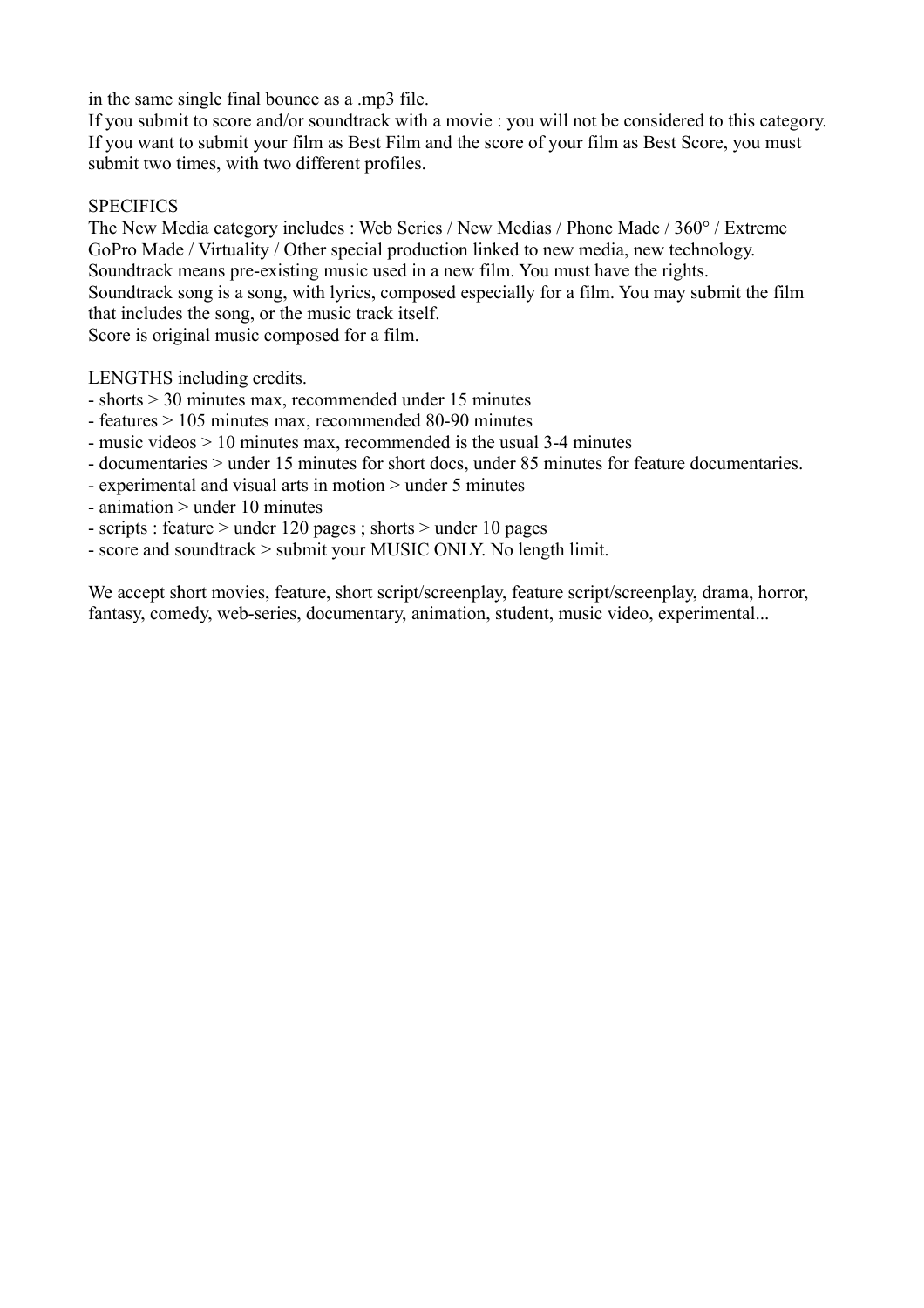in the same single final bounce as a .mp3 file.
If you submit to score and/or soundtrack with a movie : you will not be considered to this category.
If you want to submit your film as Best Film and the score of your film as Best Score, you must submit two times, with two different profiles.

SPECIFICS

The New Media category includes : Web Series / New Medias / Phone Made / 360° / Extreme GoPro Made / Virtuality / Other special production linked to new media, new technology.
Soundtrack means pre-existing music used in a new film. You must have the rights.
Soundtrack song is a song, with lyrics, composed especially for a film. You may submit the film that includes the song, or the music track itself.
Score is original music composed for a film.

LENGTHS including credits.

- shorts > 30 minutes max, recommended under 15 minutes
- features > 105 minutes max, recommended 80-90 minutes
- music videos > 10 minutes max, recommended is the usual 3-4 minutes
- documentaries > under 15 minutes for short docs, under 85 minutes for feature documentaries.
- experimental and visual arts in motion > under 5 minutes
- animation > under 10 minutes
- scripts : feature > under 120 pages ; shorts > under 10 pages
- score and soundtrack > submit your MUSIC ONLY. No length limit.

We accept short movies, feature, short script/screenplay, feature script/screenplay, drama, horror, fantasy, comedy, web-series, documentary, animation, student, music video, experimental...